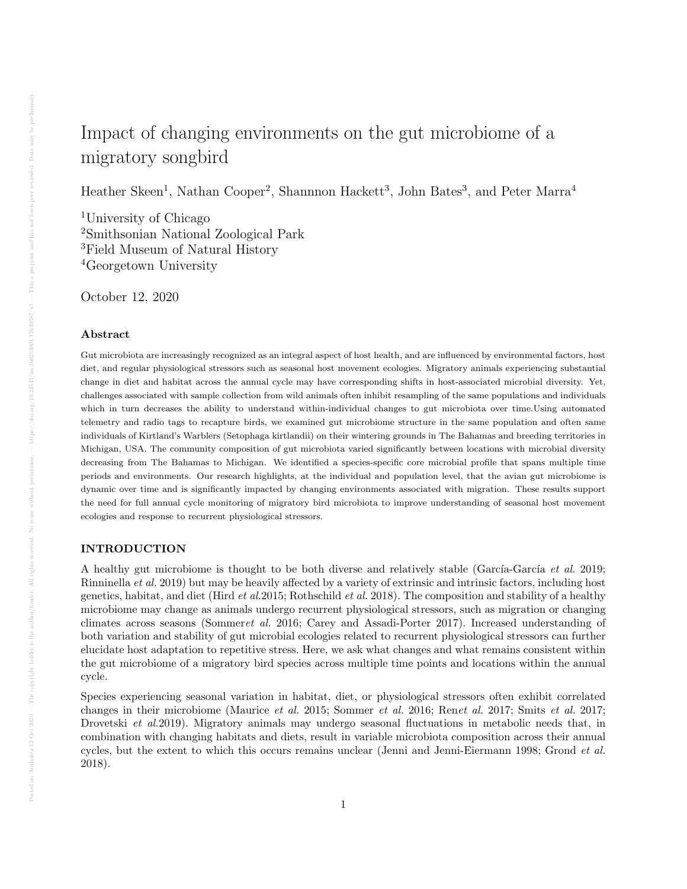# Impact of changing environments on the gut microbiome of a migratory songbird

Heather Skeen[1], Nathan Cooper[2], Shannnon Hackett[3], John Bates[3], and Peter Marra[4]

[1]University of Chicago
[2]Smithsonian National Zoological Park
[3]Field Museum of Natural History
[4]Georgetown University

October 12, 2020

### Abstract

Gut microbiota are increasingly recognized as an integral aspect of host health, and are influenced by environmental factors, host diet, and regular physiological stressors such as seasonal host movement ecologies. Migratory animals experiencing substantial change in diet and habitat across the annual cycle may have corresponding shifts in host-associated microbial diversity. Yet, challenges associated with sample collection from wild animals often inhibit resampling of the same populations and individuals which in turn decreases the ability to understand within-individual changes to gut microbiota over time.Using automated telemetry and radio tags to recapture birds, we examined gut microbiome structure in the same population and often same individuals of Kirtland's Warblers (Setophaga kirtlandii) on their wintering grounds in The Bahamas and breeding territories in Michigan, USA. The community composition of gut microbiota varied significantly between locations with microbial diversity decreasing from The Bahamas to Michigan. We identified a species-specific core microbial profile that spans multiple time periods and environments. Our research highlights, at the individual and population level, that the avian gut microbiome is dynamic over time and is significantly impacted by changing environments associated with migration. These results support the need for full annual cycle monitoring of migratory bird microbiota to improve understanding of seasonal host movement ecologies and response to recurrent physiological stress.

## INTRODUCTION

A healthy gut microbiome is thought to be both diverse and relatively stable (García-García *et al.* 2019; Rinninella *et al.* 2019) but may be heavily affected by a variety of extrinsic and intrinsic factors, including host genetics, habitat, and diet (Hird *et al.*2015; Rothschild *et al.* 2018). The composition and stability of a healthy microbiome may change as animals undergo recurrent physiological stressors, such as migration or changing climates across seasons (Sommer*et al.* 2016; Carey and Assadi-Porter 2017). Increased understanding of both variation and stability of gut microbial ecologies related to recurrent physiological stressors can further elucidate host adaptation to repetitive stress. Here, we ask what changes and what remains consistent within the gut microbiome of a migratory bird species across multiple time points and locations within the annual cycle.

Species experiencing seasonal variation in habitat, diet, or physiological stressors often exhibit correlated changes in their microbiome (Maurice *et al.* 2015; Sommer *et al.* 2016; Ren*et al.* 2017; Smits *et al.* 2017; Drovetski *et al.*2019). Migratory animals may undergo seasonal fluctuations in metabolic needs that, in combination with changing habitats and diets, result in variable microbiota composition across their annual cycles, but the extent to which this occurs remains unclear (Jenni and Jenni-Eiermann 1998; Grond *et al.* 2018).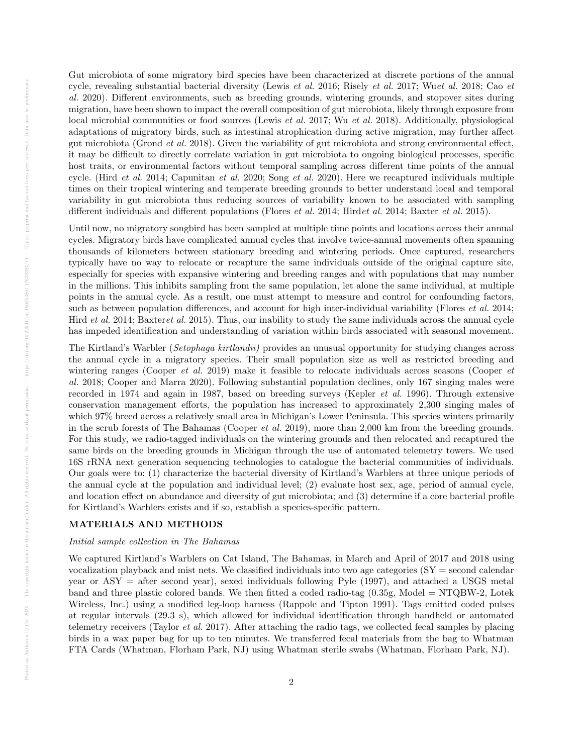Gut microbiota of some migratory bird species have been characterized at discrete portions of the annual cycle, revealing substantial bacterial diversity (Lewis *et al.* 2016; Risely *et al.* 2017; Wu*et al.* 2018; Cao *et al.* 2020). Different environments, such as breeding grounds, wintering grounds, and stopover sites during migration, have been shown to impact the overall composition of gut microbiota, likely through exposure from local microbial communities or food sources (Lewis *et al.* 2017; Wu *et al.* 2018). Additionally, physiological adaptations of migratory birds, such as intestinal atrophication during active migration, may further affect gut microbiota (Grond *et al.* 2018). Given the variability of gut microbiota and strong environmental effect, it may be difficult to directly correlate variation in gut microbiota to ongoing biological processes, specific host traits, or environmental factors without temporal sampling across different time points of the annual cycle. (Hird *et al.* 2014; Capunitan *et al.* 2020; Song *et al.* 2020). Here we recaptured individuals multiple times on their tropical wintering and temperate breeding grounds to better understand local and temporal variability in gut microbiota thus reducing sources of variability known to be associated with sampling different individuals and different populations (Flores *et al.* 2014; Hird*et al.* 2014; Baxter *et al.* 2015).

Until now, no migratory songbird has been sampled at multiple time points and locations across their annual cycles. Migratory birds have complicated annual cycles that involve twice-annual movements often spanning thousands of kilometers between stationary breeding and wintering periods. Once captured, researchers typically have no way to relocate or recapture the same individuals outside of the original capture site, especially for species with expansive wintering and breeding ranges and with populations that may number in the millions. This inhibits sampling from the same population, let alone the same individual, at multiple points in the annual cycle. As a result, one must attempt to measure and control for confounding factors, such as between population differences, and account for high inter-individual variability (Flores *et al.* 2014; Hird *et al.* 2014; Baxter*et al.* 2015). Thus, our inability to study the same individuals across the annual cycle has impeded identification and understanding of variation within birds associated with seasonal movement.

The Kirtland's Warbler (*Setophaga kirtlandii)* provides an unusual opportunity for studying changes across the annual cycle in a migratory species. Their small population size as well as restricted breeding and wintering ranges (Cooper *et al.* 2019) make it feasible to relocate individuals across seasons (Cooper *et al.* 2018; Cooper and Marra 2020). Following substantial population declines, only 167 singing males were recorded in 1974 and again in 1987, based on breeding surveys (Kepler *et al.* 1996). Through extensive conservation management efforts, the population has increased to approximately 2,300 singing males of which 97% breed across a relatively small area in Michigan's Lower Peninsula. This species winters primarily in the scrub forests of The Bahamas (Cooper *et al.* 2019), more than 2,000 km from the breeding grounds. For this study, we radio-tagged individuals on the wintering grounds and then relocated and recaptured the same birds on the breeding grounds in Michigan through the use of automated telemetry towers. We used 16S rRNA next generation sequencing technologies to catalogue the bacterial communities of individuals. Our goals were to: (1) characterize the bacterial diversity of Kirtland's Warblers at three unique periods of the annual cycle at the population and individual level; (2) evaluate host sex, age, period of annual cycle, and location effect on abundance and diversity of gut microbiota; and (3) determine if a core bacterial profile for Kirtland's Warblers exists and if so, establish a species-specific pattern.

## MATERIALS AND METHODS

*Initial sample collection in The Bahamas*

We captured Kirtland's Warblers on Cat Island, The Bahamas, in March and April of 2017 and 2018 using vocalization playback and mist nets. We classified individuals into two age categories (SY = second calendar year or ASY = after second year), sexed individuals following Pyle (1997), and attached a USGS metal band and three plastic colored bands. We then fitted a coded radio-tag (0.35g, Model = NTQBW-2, Lotek Wireless, Inc.) using a modified leg-loop harness (Rappole and Tipton 1991). Tags emitted coded pulses at regular intervals (29.3 s), which allowed for individual identification through handheld or automated telemetry receivers (Taylor *et al.* 2017). After attaching the radio tags, we collected fecal samples by placing birds in a wax paper bag for up to ten minutes. We transferred fecal materials from the bag to Whatman FTA Cards (Whatman, Florham Park, NJ) using Whatman sterile swabs (Whatman, Florham Park, NJ).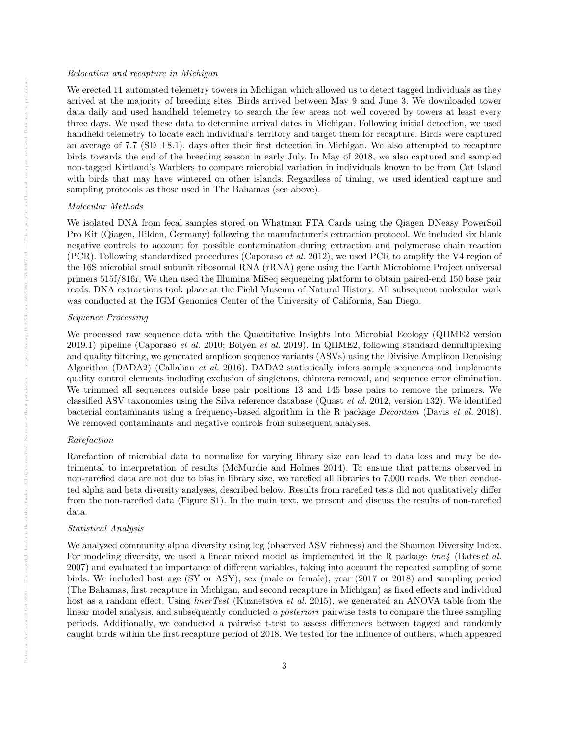*Relocation and recapture in Michigan*

We erected 11 automated telemetry towers in Michigan which allowed us to detect tagged individuals as they arrived at the majority of breeding sites. Birds arrived between May 9 and June 3. We downloaded tower data daily and used handheld telemetry to search the few areas not well covered by towers at least every three days. We used these data to determine arrival dates in Michigan. Following initial detection, we used handheld telemetry to locate each individual's territory and target them for recapture. Birds were captured an average of 7.7 (SD ±8.1). days after their first detection in Michigan. We also attempted to recapture birds towards the end of the breeding season in early July. In May of 2018, we also captured and sampled non-tagged Kirtland's Warblers to compare microbial variation in individuals known to be from Cat Island with birds that may have wintered on other islands. Regardless of timing, we used identical capture and sampling protocols as those used in The Bahamas (see above).

*Molecular Methods*

We isolated DNA from fecal samples stored on Whatman FTA Cards using the Qiagen DNeasy PowerSoil Pro Kit (Qiagen, Hilden, Germany) following the manufacturer's extraction protocol. We included six blank negative controls to account for possible contamination during extraction and polymerase chain reaction (PCR). Following standardized procedures (Caporaso *et al.* 2012), we used PCR to amplify the V4 region of the 16S microbial small subunit ribosomal RNA (rRNA) gene using the Earth Microbiome Project universal primers 515f/816r. We then used the Illumina MiSeq sequencing platform to obtain paired-end 150 base pair reads. DNA extractions took place at the Field Museum of Natural History. All subsequent molecular work was conducted at the IGM Genomics Center of the University of California, San Diego.

*Sequence Processing*

We processed raw sequence data with the Quantitative Insights Into Microbial Ecology (QIIME2 version 2019.1) pipeline (Caporaso *et al.* 2010; Bolyen *et al.* 2019). In QIIME2, following standard demultiplexing and quality filtering, we generated amplicon sequence variants (ASVs) using the Divisive Amplicon Denoising Algorithm (DADA2) (Callahan *et al.* 2016). DADA2 statistically infers sample sequences and implements quality control elements including exclusion of singletons, chimera removal, and sequence error elimination. We trimmed all sequences outside base pair positions 13 and 145 base pairs to remove the primers. We classified ASV taxonomies using the Silva reference database (Quast *et al.* 2012, version 132). We identified bacterial contaminants using a frequency-based algorithm in the R package *Decontam* (Davis *et al.* 2018). We removed contaminants and negative controls from subsequent analyses.

*Rarefaction*

Rarefaction of microbial data to normalize for varying library size can lead to data loss and may be detrimental to interpretation of results (McMurdie and Holmes 2014). To ensure that patterns observed in non-rarefied data are not due to bias in library size, we rarefied all libraries to 7,000 reads. We then conducted alpha and beta diversity analyses, described below. Results from rarefied tests did not qualitatively differ from the non-rarefied data (Figure S1). In the main text, we present and discuss the results of non-rarefied data.

*Statistical Analysis*

We analyzed community alpha diversity using log (observed ASV richness) and the Shannon Diversity Index. For modeling diversity, we used a linear mixed model as implemented in the R package *lme4* (Bates*et al.* 2007) and evaluated the importance of different variables, taking into account the repeated sampling of some birds. We included host age (SY or ASY), sex (male or female), year (2017 or 2018) and sampling period (The Bahamas, first recapture in Michigan, and second recapture in Michigan) as fixed effects and individual host as a random effect. Using *lmerTest* (Kuznetsova *et al.* 2015), we generated an ANOVA table from the linear model analysis, and subsequently conducted *a posteriori* pairwise tests to compare the three sampling periods. Additionally, we conducted a pairwise t-test to assess differences between tagged and randomly caught birds within the first recapture period of 2018. We tested for the influence of outliers, which appeared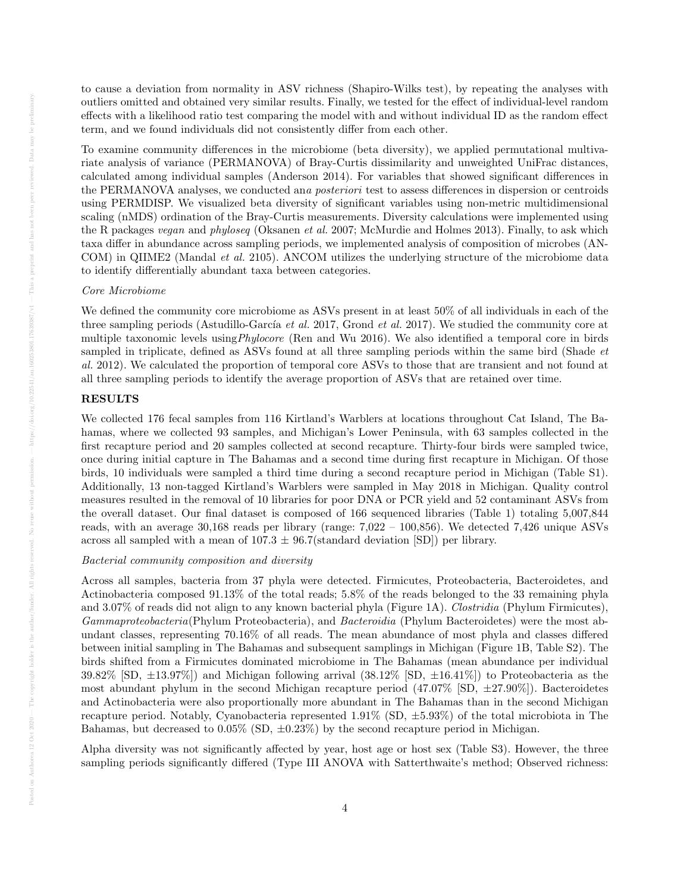to cause a deviation from normality in ASV richness (Shapiro-Wilks test), by repeating the analyses with outliers omitted and obtained very similar results. Finally, we tested for the effect of individual-level random effects with a likelihood ratio test comparing the model with and without individual ID as the random effect term, and we found individuals did not consistently differ from each other.

To examine community differences in the microbiome (beta diversity), we applied permutational multivariate analysis of variance (PERMANOVA) of Bray-Curtis dissimilarity and unweighted UniFrac distances, calculated among individual samples (Anderson 2014). For variables that showed significant differences in the PERMANOVA analyses, we conducted an*a posteriori* test to assess differences in dispersion or centroids using PERMDISP. We visualized beta diversity of significant variables using non-metric multidimensional scaling (nMDS) ordination of the Bray-Curtis measurements. Diversity calculations were implemented using the R packages *vegan* and *phyloseq* (Oksanen *et al.* 2007; McMurdie and Holmes 2013). Finally, to ask which taxa differ in abundance across sampling periods, we implemented analysis of composition of microbes (ANCOM) in QIIME2 (Mandal *et al.* 2105). ANCOM utilizes the underlying structure of the microbiome data to identify differentially abundant taxa between categories.

*Core Microbiome*

We defined the community core microbiome as ASVs present in at least 50% of all individuals in each of the three sampling periods (Astudillo-García *et al.* 2017, Grond *et al.* 2017). We studied the community core at multiple taxonomic levels using*Phylocore* (Ren and Wu 2016). We also identified a temporal core in birds sampled in triplicate, defined as ASVs found at all three sampling periods within the same bird (Shade *et al.* 2012). We calculated the proportion of temporal core ASVs to those that are transient and not found at all three sampling periods to identify the average proportion of ASVs that are retained over time.

## RESULTS

We collected 176 fecal samples from 116 Kirtland's Warblers at locations throughout Cat Island, The Bahamas, where we collected 93 samples, and Michigan's Lower Peninsula, with 63 samples collected in the first recapture period and 20 samples collected at second recapture. Thirty-four birds were sampled twice, once during initial capture in The Bahamas and a second time during first recapture in Michigan. Of those birds, 10 individuals were sampled a third time during a second recapture period in Michigan (Table S1). Additionally, 13 non-tagged Kirtland's Warblers were sampled in May 2018 in Michigan. Quality control measures resulted in the removal of 10 libraries for poor DNA or PCR yield and 52 contaminant ASVs from the overall dataset. Our final dataset is composed of 166 sequenced libraries (Table 1) totaling 5,007,844 reads, with an average 30,168 reads per library (range: 7,022 – 100,856). We detected 7,426 unique ASVs across all sampled with a mean of 107.3 ± 96.7(standard deviation [SD]) per library.

*Bacterial community composition and diversity*

Across all samples, bacteria from 37 phyla were detected. Firmicutes, Proteobacteria, Bacteroidetes, and Actinobacteria composed 91.13% of the total reads; 5.8% of the reads belonged to the 33 remaining phyla and 3.07% of reads did not align to any known bacterial phyla (Figure 1A). *Clostridia* (Phylum Firmicutes), *Gammaproteobacteria*(Phylum Proteobacteria), and *Bacteroidia* (Phylum Bacteroidetes) were the most abundant classes, representing 70.16% of all reads. The mean abundance of most phyla and classes differed between initial sampling in The Bahamas and subsequent samplings in Michigan (Figure 1B, Table S2). The birds shifted from a Firmicutes dominated microbiome in The Bahamas (mean abundance per individual 39.82% [SD, ±13.97%]) and Michigan following arrival (38.12% [SD, ±16.41%]) to Proteobacteria as the most abundant phylum in the second Michigan recapture period (47.07% [SD, ±27.90%]). Bacteroidetes and Actinobacteria were also proportionally more abundant in The Bahamas than in the second Michigan recapture period. Notably, Cyanobacteria represented 1.91% (SD, ±5.93%) of the total microbiota in The Bahamas, but decreased to 0.05% (SD, ±0.23%) by the second recapture period in Michigan.

Alpha diversity was not significantly affected by year, host age or host sex (Table S3). However, the three sampling periods significantly differed (Type III ANOVA with Satterthwaite's method; Observed richness: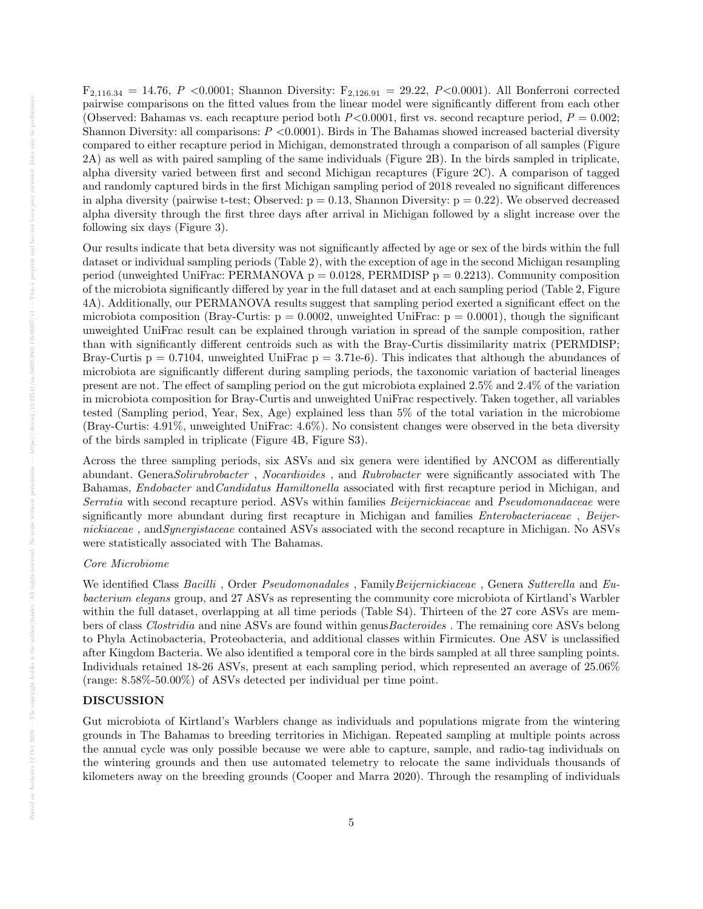$F_{2,116.34} = 14.76$, $P < 0.0001$; Shannon Diversity: $F_{2,126.91} = 29.22$, $P<0.0001$). All Bonferroni corrected pairwise comparisons on the fitted values from the linear model were significantly different from each other (Observed: Bahamas vs. each recapture period both $P<0.0001$, first vs. second recapture period, $P = 0.002$; Shannon Diversity: all comparisons: $P < 0.0001$). Birds in The Bahamas showed increased bacterial diversity compared to either recapture period in Michigan, demonstrated through a comparison of all samples (Figure 2A) as well as with paired sampling of the same individuals (Figure 2B). In the birds sampled in triplicate, alpha diversity varied between first and second Michigan recaptures (Figure 2C). A comparison of tagged and randomly captured birds in the first Michigan sampling period of 2018 revealed no significant differences in alpha diversity (pairwise t-test; Observed: $p = 0.13$, Shannon Diversity: $p = 0.22$). We observed decreased alpha diversity through the first three days after arrival in Michigan followed by a slight increase over the following six days (Figure 3).

Our results indicate that beta diversity was not significantly affected by age or sex of the birds within the full dataset or individual sampling periods (Table 2), with the exception of age in the second Michigan resampling period (unweighted UniFrac: PERMANOVA $p = 0.0128$, PERMDISP $p = 0.2213$). Community composition of the microbiota significantly differed by year in the full dataset and at each sampling period (Table 2, Figure 4A). Additionally, our PERMANOVA results suggest that sampling period exerted a significant effect on the microbiota composition (Bray-Curtis: $p = 0.0002$, unweighted UniFrac: $p = 0.0001$), though the significant unweighted UniFrac result can be explained through variation in spread of the sample composition, rather than with significantly different centroids such as with the Bray-Curtis dissimilarity matrix (PERMDISP; Bray-Curtis $p = 0.7104$, unweighted UniFrac $p = 3.71e\text{-}6$). This indicates that although the abundances of microbiota are significantly different during sampling periods, the taxonomic variation of bacterial lineages present are not. The effect of sampling period on the gut microbiota explained 2.5% and 2.4% of the variation in microbiota composition for Bray-Curtis and unweighted UniFrac respectively. Taken together, all variables tested (Sampling period, Year, Sex, Age) explained less than 5% of the total variation in the microbiome (Bray-Curtis: 4.91%, unweighted UniFrac: 4.6%). No consistent changes were observed in the beta diversity of the birds sampled in triplicate (Figure 4B, Figure S3).

Across the three sampling periods, six ASVs and six genera were identified by ANCOM as differentially abundant. Genera *Solirubrobacter* , *Nocardioides* , and *Rubrobacter* were significantly associated with The Bahamas, *Endobacter* and *Candidatus Hamiltonella* associated with first recapture period in Michigan, and *Serratia* with second recapture period. ASVs within families *Beijernickiaceae* and *Pseudomonadaceae* were significantly more abundant during first recapture in Michigan and families *Enterobacteriaceae* , *Beijernickiaceae* , and *Synergistaceae* contained ASVs associated with the second recapture in Michigan. No ASVs were statistically associated with The Bahamas.

*Core Microbiome*

We identified Class *Bacilli* , Order *Pseudomonadales* , Family *Beijernickiaceae* , Genera *Sutterella* and *Eubacterium elegans* group, and 27 ASVs as representing the community core microbiota of Kirtland's Warbler within the full dataset, overlapping at all time periods (Table S4). Thirteen of the 27 core ASVs are members of class *Clostridia* and nine ASVs are found within genus *Bacteroides* . The remaining core ASVs belong to Phyla Actinobacteria, Proteobacteria, and additional classes within Firmicutes. One ASV is unclassified after Kingdom Bacteria. We also identified a temporal core in the birds sampled at all three sampling points. Individuals retained 18-26 ASVs, present at each sampling period, which represented an average of 25.06% (range: 8.58%-50.00%) of ASVs detected per individual per time point.

## DISCUSSION

Gut microbiota of Kirtland's Warblers change as individuals and populations migrate from the wintering grounds in The Bahamas to breeding territories in Michigan. Repeated sampling at multiple points across the annual cycle was only possible because we were able to capture, sample, and radio-tag individuals on the wintering grounds and then use automated telemetry to relocate the same individuals thousands of kilometers away on the breeding grounds (Cooper and Marra 2020). Through the resampling of individuals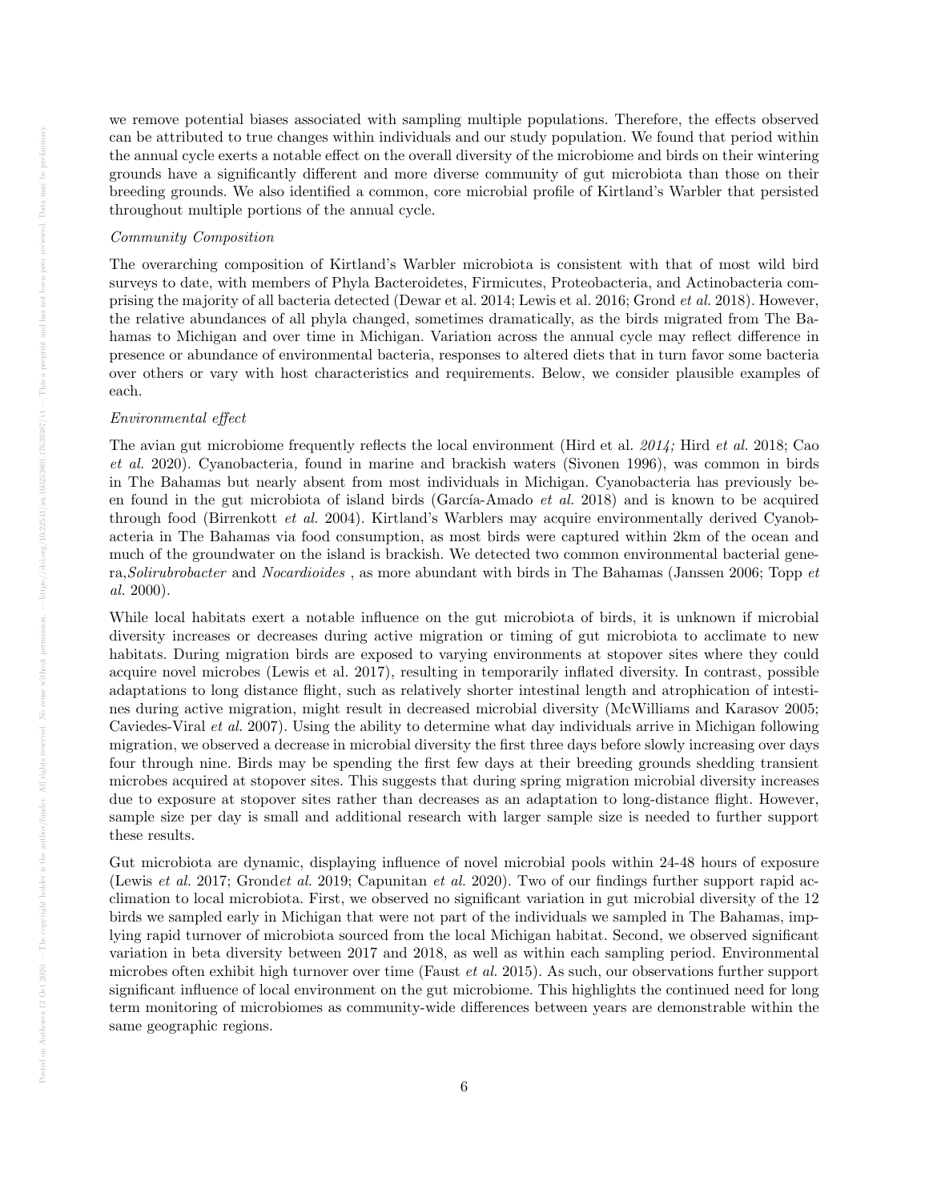we remove potential biases associated with sampling multiple populations. Therefore, the effects observed can be attributed to true changes within individuals and our study population. We found that period within the annual cycle exerts a notable effect on the overall diversity of the microbiome and birds on their wintering grounds have a significantly different and more diverse community of gut microbiota than those on their breeding grounds. We also identified a common, core microbial profile of Kirtland's Warbler that persisted throughout multiple portions of the annual cycle.

*Community Composition*

The overarching composition of Kirtland's Warbler microbiota is consistent with that of most wild bird surveys to date, with members of Phyla Bacteroidetes, Firmicutes, Proteobacteria, and Actinobacteria comprising the majority of all bacteria detected (Dewar et al. 2014; Lewis et al. 2016; Grond *et al.* 2018). However, the relative abundances of all phyla changed, sometimes dramatically, as the birds migrated from The Bahamas to Michigan and over time in Michigan. Variation across the annual cycle may reflect difference in presence or abundance of environmental bacteria, responses to altered diets that in turn favor some bacteria over others or vary with host characteristics and requirements. Below, we consider plausible examples of each.

*Environmental effect*

The avian gut microbiome frequently reflects the local environment (Hird et al. *2014;* Hird *et al.* 2018; Cao *et al.* 2020). Cyanobacteria*,* found in marine and brackish waters (Sivonen 1996), was common in birds in The Bahamas but nearly absent from most individuals in Michigan. Cyanobacteria has previously been found in the gut microbiota of island birds (García-Amado *et al.* 2018) and is known to be acquired through food (Birrenkott *et al.* 2004). Kirtland's Warblers may acquire environmentally derived Cyanobacteria in The Bahamas via food consumption, as most birds were captured within 2km of the ocean and much of the groundwater on the island is brackish. We detected two common environmental bacterial genera,*Solirubrobacter* and *Nocardioides* , as more abundant with birds in The Bahamas (Janssen 2006; Topp *et al.* 2000).

While local habitats exert a notable influence on the gut microbiota of birds, it is unknown if microbial diversity increases or decreases during active migration or timing of gut microbiota to acclimate to new habitats. During migration birds are exposed to varying environments at stopover sites where they could acquire novel microbes (Lewis et al. 2017), resulting in temporarily inflated diversity. In contrast, possible adaptations to long distance flight, such as relatively shorter intestinal length and atrophication of intestines during active migration, might result in decreased microbial diversity (McWilliams and Karasov 2005; Caviedes-Viral *et al.* 2007). Using the ability to determine what day individuals arrive in Michigan following migration, we observed a decrease in microbial diversity the first three days before slowly increasing over days four through nine. Birds may be spending the first few days at their breeding grounds shedding transient microbes acquired at stopover sites. This suggests that during spring migration microbial diversity increases due to exposure at stopover sites rather than decreases as an adaptation to long-distance flight. However, sample size per day is small and additional research with larger sample size is needed to further support these results.

Gut microbiota are dynamic, displaying influence of novel microbial pools within 24-48 hours of exposure (Lewis *et al.* 2017; Grond*et al.* 2019; Capunitan *et al.* 2020). Two of our findings further support rapid acclimation to local microbiota. First, we observed no significant variation in gut microbial diversity of the 12 birds we sampled early in Michigan that were not part of the individuals we sampled in The Bahamas, implying rapid turnover of microbiota sourced from the local Michigan habitat. Second, we observed significant variation in beta diversity between 2017 and 2018, as well as within each sampling period. Environmental microbes often exhibit high turnover over time (Faust *et al.* 2015). As such, our observations further support significant influence of local environment on the gut microbiome. This highlights the continued need for long term monitoring of microbiomes as community-wide differences between years are demonstrable within the same geographic regions.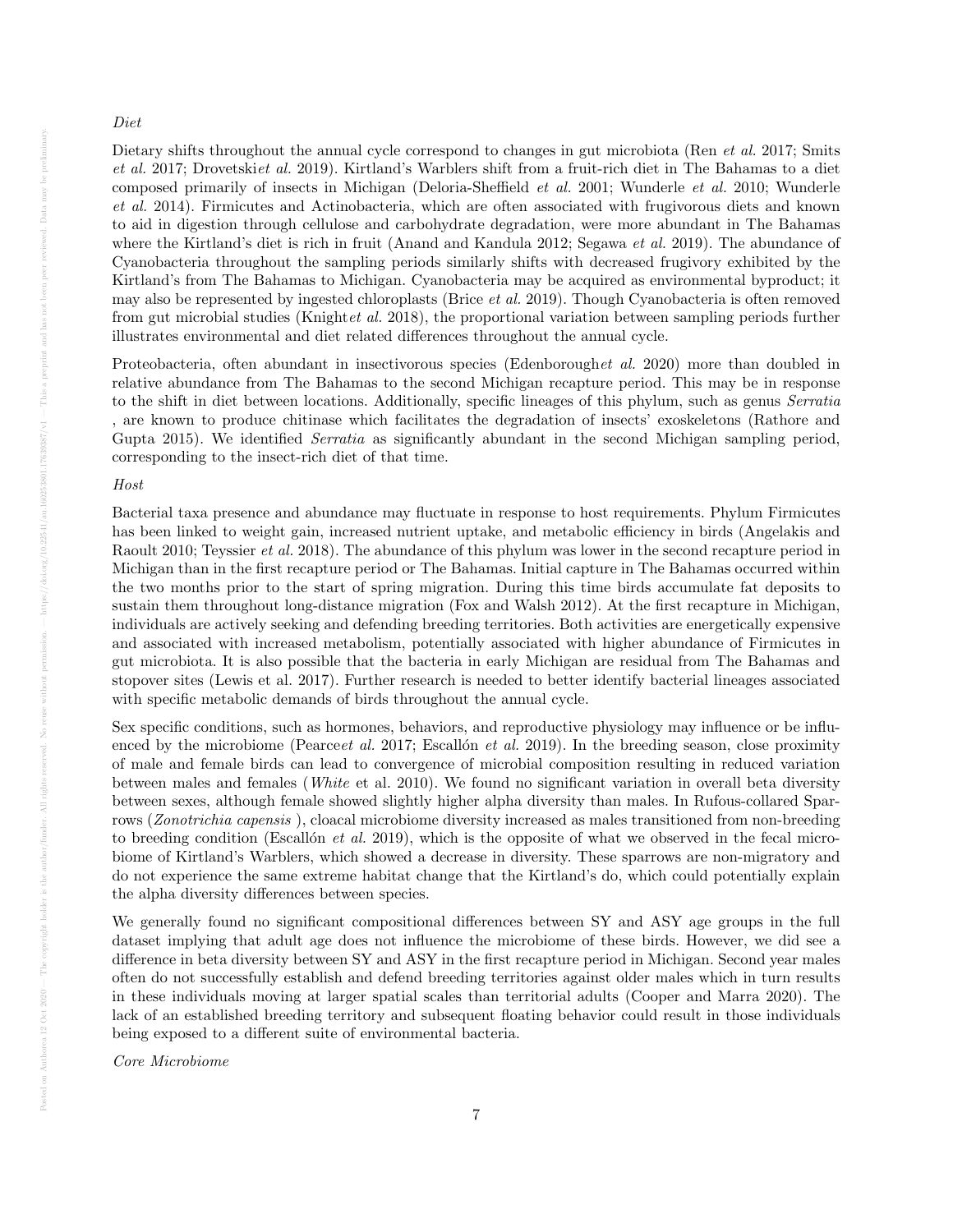*Diet*

Dietary shifts throughout the annual cycle correspond to changes in gut microbiota (Ren *et al.* 2017; Smits *et al.* 2017; Drovetski*et al.* 2019). Kirtland's Warblers shift from a fruit-rich diet in The Bahamas to a diet composed primarily of insects in Michigan (Deloria-Sheffield *et al.* 2001; Wunderle *et al.* 2010; Wunderle *et al.* 2014). Firmicutes and Actinobacteria, which are often associated with frugivorous diets and known to aid in digestion through cellulose and carbohydrate degradation, were more abundant in The Bahamas where the Kirtland's diet is rich in fruit (Anand and Kandula 2012; Segawa *et al.* 2019). The abundance of Cyanobacteria throughout the sampling periods similarly shifts with decreased frugivory exhibited by the Kirtland's from The Bahamas to Michigan. Cyanobacteria may be acquired as environmental byproduct; it may also be represented by ingested chloroplasts (Brice *et al.* 2019). Though Cyanobacteria is often removed from gut microbial studies (Knight*et al.* 2018), the proportional variation between sampling periods further illustrates environmental and diet related differences throughout the annual cycle.

Proteobacteria, often abundant in insectivorous species (Edenborough*et al.* 2020) more than doubled in relative abundance from The Bahamas to the second Michigan recapture period. This may be in response to the shift in diet between locations. Additionally, specific lineages of this phylum, such as genus *Serratia* , are known to produce chitinase which facilitates the degradation of insects' exoskeletons (Rathore and Gupta 2015). We identified *Serratia* as significantly abundant in the second Michigan sampling period, corresponding to the insect-rich diet of that time.

*Host*

Bacterial taxa presence and abundance may fluctuate in response to host requirements. Phylum Firmicutes has been linked to weight gain, increased nutrient uptake, and metabolic efficiency in birds (Angelakis and Raoult 2010; Teyssier *et al.* 2018). The abundance of this phylum was lower in the second recapture period in Michigan than in the first recapture period or The Bahamas. Initial capture in The Bahamas occurred within the two months prior to the start of spring migration. During this time birds accumulate fat deposits to sustain them throughout long-distance migration (Fox and Walsh 2012). At the first recapture in Michigan, individuals are actively seeking and defending breeding territories. Both activities are energetically expensive and associated with increased metabolism, potentially associated with higher abundance of Firmicutes in gut microbiota. It is also possible that the bacteria in early Michigan are residual from The Bahamas and stopover sites (Lewis et al. 2017). Further research is needed to better identify bacterial lineages associated with specific metabolic demands of birds throughout the annual cycle.

Sex specific conditions, such as hormones, behaviors, and reproductive physiology may influence or be influenced by the microbiome (Pearce*et al.* 2017; Escallón *et al.* 2019). In the breeding season, close proximity of male and female birds can lead to convergence of microbial composition resulting in reduced variation between males and females (*White* et al. 2010). We found no significant variation in overall beta diversity between sexes, although female showed slightly higher alpha diversity than males. In Rufous-collared Sparrows (*Zonotrichia capensis* ), cloacal microbiome diversity increased as males transitioned from non-breeding to breeding condition (Escallón *et al.* 2019), which is the opposite of what we observed in the fecal microbiome of Kirtland's Warblers, which showed a decrease in diversity. These sparrows are non-migratory and do not experience the same extreme habitat change that the Kirtland's do, which could potentially explain the alpha diversity differences between species.

We generally found no significant compositional differences between SY and ASY age groups in the full dataset implying that adult age does not influence the microbiome of these birds. However, we did see a difference in beta diversity between SY and ASY in the first recapture period in Michigan. Second year males often do not successfully establish and defend breeding territories against older males which in turn results in these individuals moving at larger spatial scales than territorial adults (Cooper and Marra 2020). The lack of an established breeding territory and subsequent floating behavior could result in those individuals being exposed to a different suite of environmental bacteria.

*Core Microbiome*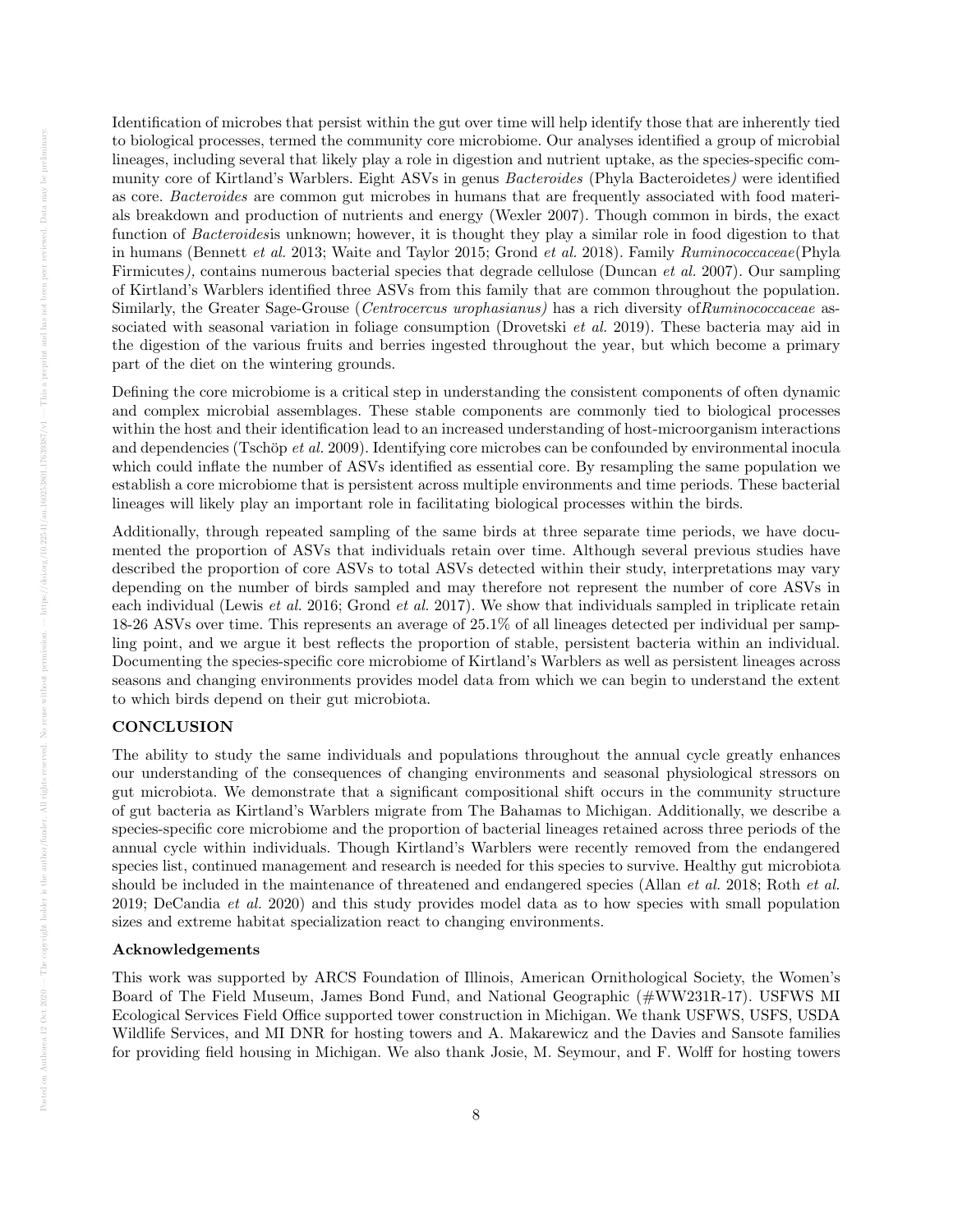Identification of microbes that persist within the gut over time will help identify those that are inherently tied to biological processes, termed the community core microbiome. Our analyses identified a group of microbial lineages, including several that likely play a role in digestion and nutrient uptake, as the species-specific community core of Kirtland's Warblers. Eight ASVs in genus *Bacteroides* (Phyla Bacteroidetes*)* were identified as core. *Bacteroides* are common gut microbes in humans that are frequently associated with food materials breakdown and production of nutrients and energy (Wexler 2007). Though common in birds, the exact function of *Bacteroides*is unknown; however, it is thought they play a similar role in food digestion to that in humans (Bennett *et al.* 2013; Waite and Taylor 2015; Grond *et al.* 2018). Family *Ruminococcaceae*(Phyla Firmicutes*)*, contains numerous bacterial species that degrade cellulose (Duncan *et al.* 2007). Our sampling of Kirtland's Warblers identified three ASVs from this family that are common throughout the population. Similarly, the Greater Sage-Grouse (*Centrocercus urophasianus)* has a rich diversity of*Ruminococcaceae* associated with seasonal variation in foliage consumption (Drovetski *et al.* 2019). These bacteria may aid in the digestion of the various fruits and berries ingested throughout the year, but which become a primary part of the diet on the wintering grounds.

Defining the core microbiome is a critical step in understanding the consistent components of often dynamic and complex microbial assemblages. These stable components are commonly tied to biological processes within the host and their identification lead to an increased understanding of host-microorganism interactions and dependencies (Tschöp *et al.* 2009). Identifying core microbes can be confounded by environmental inocula which could inflate the number of ASVs identified as essential core. By resampling the same population we establish a core microbiome that is persistent across multiple environments and time periods. These bacterial lineages will likely play an important role in facilitating biological processes within the birds.

Additionally, through repeated sampling of the same birds at three separate time periods, we have documented the proportion of ASVs that individuals retain over time. Although several previous studies have described the proportion of core ASVs to total ASVs detected within their study, interpretations may vary depending on the number of birds sampled and may therefore not represent the number of core ASVs in each individual (Lewis *et al.* 2016; Grond *et al.* 2017). We show that individuals sampled in triplicate retain 18-26 ASVs over time. This represents an average of 25.1% of all lineages detected per individual per sampling point, and we argue it best reflects the proportion of stable, persistent bacteria within an individual. Documenting the species-specific core microbiome of Kirtland's Warblers as well as persistent lineages across seasons and changing environments provides model data from which we can begin to understand the extent to which birds depend on their gut microbiota.

## CONCLUSION

The ability to study the same individuals and populations throughout the annual cycle greatly enhances our understanding of the consequences of changing environments and seasonal physiological stressors on gut microbiota. We demonstrate that a significant compositional shift occurs in the community structure of gut bacteria as Kirtland's Warblers migrate from The Bahamas to Michigan. Additionally, we describe a species-specific core microbiome and the proportion of bacterial lineages retained across three periods of the annual cycle within individuals. Though Kirtland's Warblers were recently removed from the endangered species list, continued management and research is needed for this species to survive. Healthy gut microbiota should be included in the maintenance of threatened and endangered species (Allan *et al.* 2018; Roth *et al.* 2019; DeCandia *et al.* 2020) and this study provides model data as to how species with small population sizes and extreme habitat specialization react to changing environments.

### Acknowledgements

This work was supported by ARCS Foundation of Illinois, American Ornithological Society, the Women's Board of The Field Museum, James Bond Fund, and National Geographic (#WW231R-17). USFWS MI Ecological Services Field Office supported tower construction in Michigan. We thank USFWS, USFS, USDA Wildlife Services, and MI DNR for hosting towers and A. Makarewicz and the Davies and Sansote families for providing field housing in Michigan. We also thank Josie, M. Seymour, and F. Wolff for hosting towers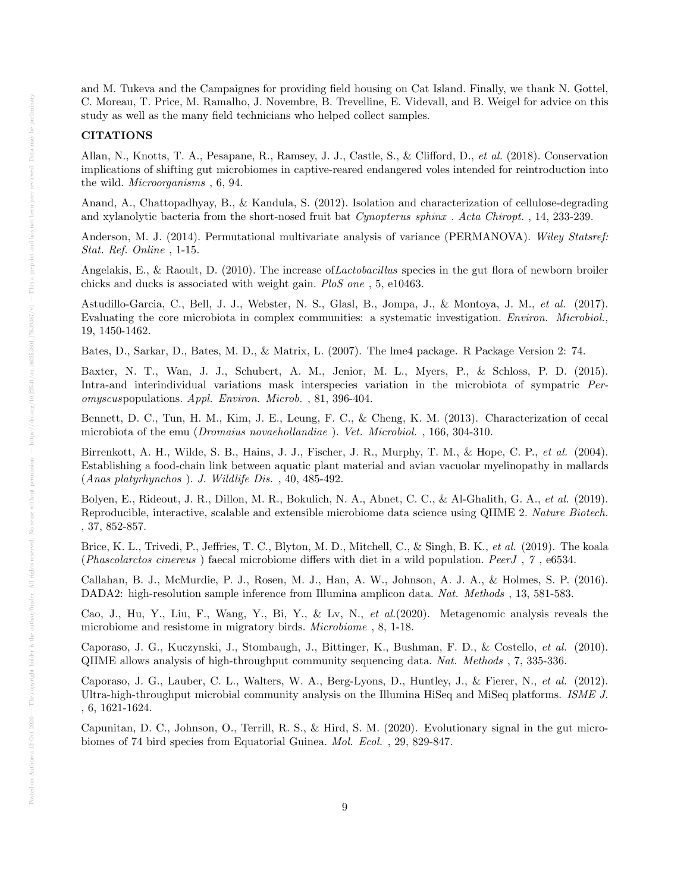and M. Tukeva and the Campaignes for providing field housing on Cat Island. Finally, we thank N. Gottel, C. Moreau, T. Price, M. Ramalho, J. Novembre, B. Trevelline, E. Videvall, and B. Weigel for advice on this study as well as the many field technicians who helped collect samples.

## CITATIONS

Allan, N., Knotts, T. A., Pesapane, R., Ramsey, J. J., Castle, S., & Clifford, D., *et al.* (2018). Conservation implications of shifting gut microbiomes in captive-reared endangered voles intended for reintroduction into the wild. *Microorganisms* , 6, 94.

Anand, A., Chattopadhyay, B., & Kandula, S. (2012). Isolation and characterization of cellulose-degrading and xylanolytic bacteria from the short-nosed fruit bat *Cynopterus sphinx* . *Acta Chiropt.* , 14, 233-239.

Anderson, M. J. (2014). Permutational multivariate analysis of variance (PERMANOVA). *Wiley Statsref: Stat. Ref. Online* , 1-15.

Angelakis, E., & Raoult, D. (2010). The increase of*Lactobacillus* species in the gut flora of newborn broiler chicks and ducks is associated with weight gain. *PloS one* , 5, e10463.

Astudillo-Garcia, C., Bell, J. J., Webster, N. S., Glasl, B., Jompa, J., & Montoya, J. M., *et al.* (2017). Evaluating the core microbiota in complex communities: a systematic investigation. *Environ. Microbiol.,* 19, 1450-1462.

Bates, D., Sarkar, D., Bates, M. D., & Matrix, L. (2007). The lme4 package. R Package Version 2: 74.

Baxter, N. T., Wan, J. J., Schubert, A. M., Jenior, M. L., Myers, P., & Schloss, P. D. (2015). Intra-and interindividual variations mask interspecies variation in the microbiota of sympatric *Peromyscus*populations. *Appl. Environ. Microb.* , 81, 396-404.

Bennett, D. C., Tun, H. M., Kim, J. E., Leung, F. C., & Cheng, K. M. (2013). Characterization of cecal microbiota of the emu (*Dromaius novaehollandiae* ). *Vet. Microbiol.* , 166, 304-310.

Birrenkott, A. H., Wilde, S. B., Hains, J. J., Fischer, J. R., Murphy, T. M., & Hope, C. P., *et al.* (2004). Establishing a food-chain link between aquatic plant material and avian vacuolar myelinopathy in mallards (*Anas platyrhynchos* ). *J. Wildlife Dis.* , 40, 485-492.

Bolyen, E., Rideout, J. R., Dillon, M. R., Bokulich, N. A., Abnet, C. C., & Al-Ghalith, G. A., *et al.* (2019). Reproducible, interactive, scalable and extensible microbiome data science using QIIME 2. *Nature Biotech.* , 37, 852-857.

Brice, K. L., Trivedi, P., Jeffries, T. C., Blyton, M. D., Mitchell, C., & Singh, B. K., *et al.* (2019). The koala (*Phascolarctos cinereus* ) faecal microbiome differs with diet in a wild population. *PeerJ* , *7* , e6534.

Callahan, B. J., McMurdie, P. J., Rosen, M. J., Han, A. W., Johnson, A. J. A., & Holmes, S. P. (2016). DADA2: high-resolution sample inference from Illumina amplicon data. *Nat. Methods* , 13, 581-583.

Cao, J., Hu, Y., Liu, F., Wang, Y., Bi, Y., & Lv, N., *et al.*(2020). Metagenomic analysis reveals the microbiome and resistome in migratory birds. *Microbiome* , 8, 1-18.

Caporaso, J. G., Kuczynski, J., Stombaugh, J., Bittinger, K., Bushman, F. D., & Costello, *et al.* (2010). QIIME allows analysis of high-throughput community sequencing data. *Nat. Methods* , 7, 335-336.

Caporaso, J. G., Lauber, C. L., Walters, W. A., Berg-Lyons, D., Huntley, J., & Fierer, N., *et al.* (2012). Ultra-high-throughput microbial community analysis on the Illumina HiSeq and MiSeq platforms. *ISME J.* , 6, 1621-1624.

Capunitan, D. C., Johnson, O., Terrill, R. S., & Hird, S. M. (2020). Evolutionary signal in the gut microbiomes of 74 bird species from Equatorial Guinea. *Mol. Ecol.* , 29, 829-847.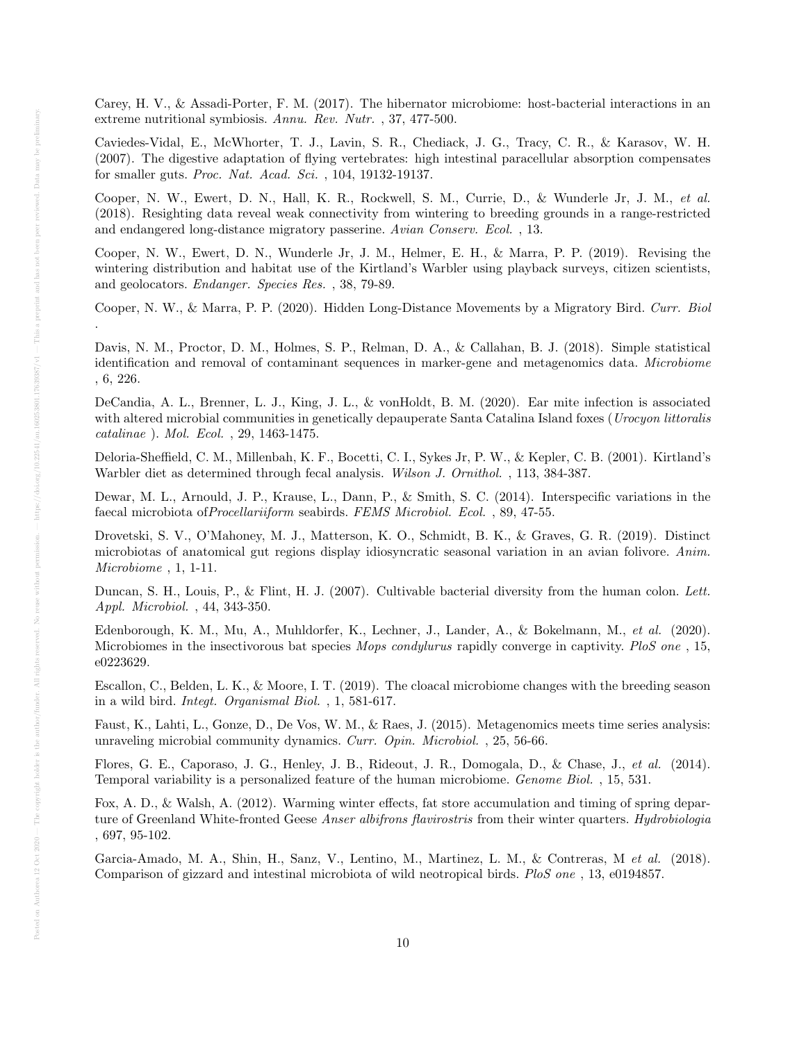Carey, H. V., & Assadi-Porter, F. M. (2017). The hibernator microbiome: host-bacterial interactions in an extreme nutritional symbiosis. *Annu. Rev. Nutr.* , 37, 477-500.

Caviedes-Vidal, E., McWhorter, T. J., Lavin, S. R., Chediack, J. G., Tracy, C. R., & Karasov, W. H. (2007). The digestive adaptation of flying vertebrates: high intestinal paracellular absorption compensates for smaller guts. *Proc. Nat. Acad. Sci.* , 104, 19132-19137.

Cooper, N. W., Ewert, D. N., Hall, K. R., Rockwell, S. M., Currie, D., & Wunderle Jr, J. M., *et al.* (2018). Resighting data reveal weak connectivity from wintering to breeding grounds in a range-restricted and endangered long-distance migratory passerine. *Avian Conserv. Ecol.* , 13.

Cooper, N. W., Ewert, D. N., Wunderle Jr, J. M., Helmer, E. H., & Marra, P. P. (2019). Revising the wintering distribution and habitat use of the Kirtland's Warbler using playback surveys, citizen scientists, and geolocators. *Endanger. Species Res.* , 38, 79-89.

Cooper, N. W., & Marra, P. P. (2020). Hidden Long-Distance Movements by a Migratory Bird. *Curr. Biol* .

Davis, N. M., Proctor, D. M., Holmes, S. P., Relman, D. A., & Callahan, B. J. (2018). Simple statistical identification and removal of contaminant sequences in marker-gene and metagenomics data. *Microbiome* , 6, 226.

DeCandia, A. L., Brenner, L. J., King, J. L., & vonHoldt, B. M. (2020). Ear mite infection is associated with altered microbial communities in genetically depauperate Santa Catalina Island foxes (*Urocyon littoralis catalinae* ). *Mol. Ecol.* , 29, 1463-1475.

Deloria-Sheffield, C. M., Millenbah, K. F., Bocetti, C. I., Sykes Jr, P. W., & Kepler, C. B. (2001). Kirtland's Warbler diet as determined through fecal analysis. *Wilson J. Ornithol.* , 113, 384-387.

Dewar, M. L., Arnould, J. P., Krause, L., Dann, P., & Smith, S. C. (2014). Interspecific variations in the faecal microbiota of*Procellariiform* seabirds. *FEMS Microbiol. Ecol.* , 89, 47-55.

Drovetski, S. V., O'Mahoney, M. J., Matterson, K. O., Schmidt, B. K., & Graves, G. R. (2019). Distinct microbiotas of anatomical gut regions display idiosyncratic seasonal variation in an avian folivore. *Anim. Microbiome* , 1, 1-11.

Duncan, S. H., Louis, P., & Flint, H. J. (2007). Cultivable bacterial diversity from the human colon. *Lett. Appl. Microbiol.* , 44, 343-350.

Edenborough, K. M., Mu, A., Muhldorfer, K., Lechner, J., Lander, A., & Bokelmann, M., *et al.* (2020). Microbiomes in the insectivorous bat species *Mops condylurus* rapidly converge in captivity. *PloS one* , 15, e0223629.

Escallon, C., Belden, L. K., & Moore, I. T. (2019). The cloacal microbiome changes with the breeding season in a wild bird. *Integt. Organismal Biol.* , 1, 581-617.

Faust, K., Lahti, L., Gonze, D., De Vos, W. M., & Raes, J. (2015). Metagenomics meets time series analysis: unraveling microbial community dynamics. *Curr. Opin. Microbiol.* , 25, 56-66.

Flores, G. E., Caporaso, J. G., Henley, J. B., Rideout, J. R., Domogala, D., & Chase, J., *et al.* (2014). Temporal variability is a personalized feature of the human microbiome. *Genome Biol.* , 15, 531.

Fox, A. D., & Walsh, A. (2012). Warming winter effects, fat store accumulation and timing of spring departure of Greenland White-fronted Geese *Anser albifrons flavirostris* from their winter quarters. *Hydrobiologia* , 697, 95-102.

Garcia-Amado, M. A., Shin, H., Sanz, V., Lentino, M., Martinez, L. M., & Contreras, M *et al.* (2018). Comparison of gizzard and intestinal microbiota of wild neotropical birds. *PloS one* , 13, e0194857.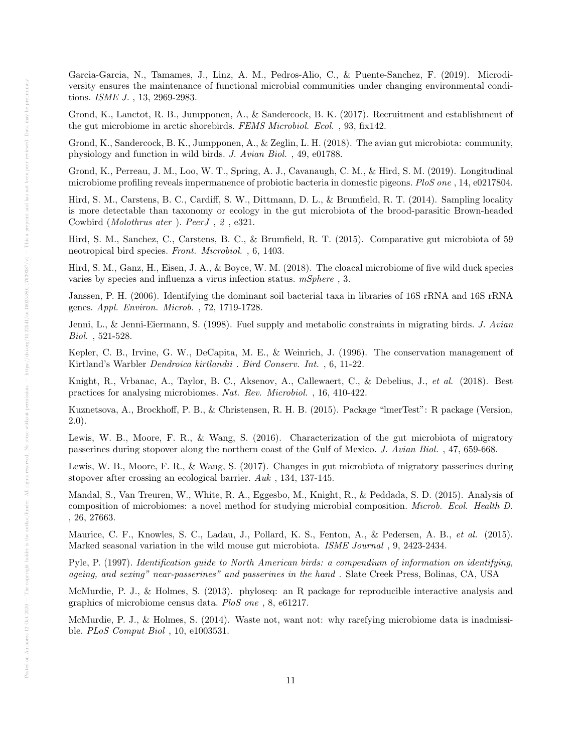Garcia-Garcia, N., Tamames, J., Linz, A. M., Pedros-Alio, C., & Puente-Sanchez, F. (2019). Microdiversity ensures the maintenance of functional microbial communities under changing environmental conditions. *ISME J.* , 13, 2969-2983.

Grond, K., Lanctot, R. B., Jumpponen, A., & Sandercock, B. K. (2017). Recruitment and establishment of the gut microbiome in arctic shorebirds. *FEMS Microbiol. Ecol.* , 93, fix142.

Grond, K., Sandercock, B. K., Jumpponen, A., & Zeglin, L. H. (2018). The avian gut microbiota: community, physiology and function in wild birds. *J. Avian Biol.* , 49, e01788.

Grond, K., Perreau, J. M., Loo, W. T., Spring, A. J., Cavanaugh, C. M., & Hird, S. M. (2019). Longitudinal microbiome profiling reveals impermanence of probiotic bacteria in domestic pigeons. *PloS one* , 14, e0217804.

Hird, S. M., Carstens, B. C., Cardiff, S. W., Dittmann, D. L., & Brumfield, R. T. (2014). Sampling locality is more detectable than taxonomy or ecology in the gut microbiota of the brood-parasitic Brown-headed Cowbird (*Molothrus ater* ). *PeerJ* , *2* , e321.

Hird, S. M., Sanchez, C., Carstens, B. C., & Brumfield, R. T. (2015). Comparative gut microbiota of 59 neotropical bird species. *Front. Microbiol.* , 6, 1403.

Hird, S. M., Ganz, H., Eisen, J. A., & Boyce, W. M. (2018). The cloacal microbiome of five wild duck species varies by species and influenza a virus infection status. *mSphere* , 3.

Janssen, P. H. (2006). Identifying the dominant soil bacterial taxa in libraries of 16S rRNA and 16S rRNA genes. *Appl. Environ. Microb.* , 72, 1719-1728.

Jenni, L., & Jenni-Eiermann, S. (1998). Fuel supply and metabolic constraints in migrating birds. *J. Avian Biol.* , 521-528.

Kepler, C. B., Irvine, G. W., DeCapita, M. E., & Weinrich, J. (1996). The conservation management of Kirtland's Warbler *Dendroica kirtlandii* . *Bird Conserv. Int.* , 6, 11-22.

Knight, R., Vrbanac, A., Taylor, B. C., Aksenov, A., Callewaert, C., & Debelius, J., *et al.* (2018). Best practices for analysing microbiomes. *Nat. Rev. Microbiol.* , 16, 410-422.

Kuznetsova, A., Brockhoff, P. B., & Christensen, R. H. B. (2015). Package "lmerTest": R package (Version, 2.0).

Lewis, W. B., Moore, F. R., & Wang, S. (2016). Characterization of the gut microbiota of migratory passerines during stopover along the northern coast of the Gulf of Mexico. *J. Avian Biol.* , 47, 659-668.

Lewis, W. B., Moore, F. R., & Wang, S. (2017). Changes in gut microbiota of migratory passerines during stopover after crossing an ecological barrier. *Auk* , 134, 137-145.

Mandal, S., Van Treuren, W., White, R. A., Eggesbo, M., Knight, R., & Peddada, S. D. (2015). Analysis of composition of microbiomes: a novel method for studying microbial composition. *Microb. Ecol. Health D.* , 26, 27663.

Maurice, C. F., Knowles, S. C., Ladau, J., Pollard, K. S., Fenton, A., & Pedersen, A. B., *et al.* (2015). Marked seasonal variation in the wild mouse gut microbiota. *ISME Journal* , 9, 2423-2434.

Pyle, P. (1997). *Identification guide to North American birds: a compendium of information on identifying, ageing, and sexing" near-passerines" and passerines in the hand* . Slate Creek Press, Bolinas, CA, USA

McMurdie, P. J., & Holmes, S. (2013). phyloseq: an R package for reproducible interactive analysis and graphics of microbiome census data. *PloS one* , 8, e61217.

McMurdie, P. J., & Holmes, S. (2014). Waste not, want not: why rarefying microbiome data is inadmissible. *PLoS Comput Biol* , 10, e1003531.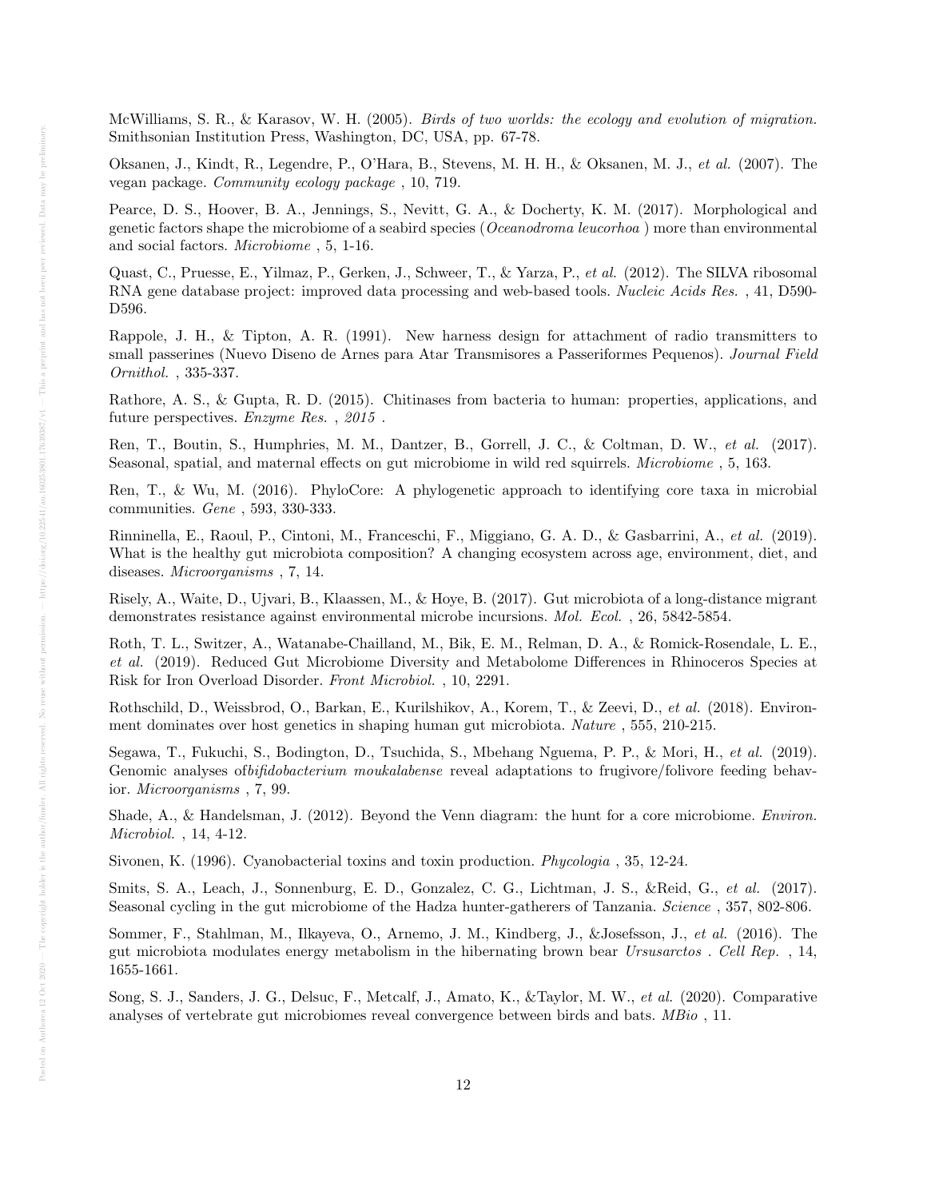McWilliams, S. R., & Karasov, W. H. (2005). *Birds of two worlds: the ecology and evolution of migration.* Smithsonian Institution Press, Washington, DC, USA, pp. 67-78.

Oksanen, J., Kindt, R., Legendre, P., O'Hara, B., Stevens, M. H. H., & Oksanen, M. J., *et al.* (2007). The vegan package. *Community ecology package* , 10, 719.

Pearce, D. S., Hoover, B. A., Jennings, S., Nevitt, G. A., & Docherty, K. M. (2017). Morphological and genetic factors shape the microbiome of a seabird species (*Oceanodroma leucorhoa* ) more than environmental and social factors. *Microbiome* , 5, 1-16.

Quast, C., Pruesse, E., Yilmaz, P., Gerken, J., Schweer, T., & Yarza, P., *et al.* (2012). The SILVA ribosomal RNA gene database project: improved data processing and web-based tools. *Nucleic Acids Res.* , 41, D590-D596.

Rappole, J. H., & Tipton, A. R. (1991). New harness design for attachment of radio transmitters to small passerines (Nuevo Diseno de Arnes para Atar Transmisores a Passeriformes Pequenos). *Journal Field Ornithol.* , 335-337.

Rathore, A. S., & Gupta, R. D. (2015). Chitinases from bacteria to human: properties, applications, and future perspectives. *Enzyme Res.* , *2015* .

Ren, T., Boutin, S., Humphries, M. M., Dantzer, B., Gorrell, J. C., & Coltman, D. W., *et al.* (2017). Seasonal, spatial, and maternal effects on gut microbiome in wild red squirrels. *Microbiome* , 5, 163.

Ren, T., & Wu, M. (2016). PhyloCore: A phylogenetic approach to identifying core taxa in microbial communities. *Gene* , 593, 330-333.

Rinninella, E., Raoul, P., Cintoni, M., Franceschi, F., Miggiano, G. A. D., & Gasbarrini, A., *et al.* (2019). What is the healthy gut microbiota composition? A changing ecosystem across age, environment, diet, and diseases. *Microorganisms* , 7, 14.

Risely, A., Waite, D., Ujvari, B., Klaassen, M., & Hoye, B. (2017). Gut microbiota of a long-distance migrant demonstrates resistance against environmental microbe incursions. *Mol. Ecol.* , 26, 5842-5854.

Roth, T. L., Switzer, A., Watanabe-Chailland, M., Bik, E. M., Relman, D. A., & Romick-Rosendale, L. E., *et al.* (2019). Reduced Gut Microbiome Diversity and Metabolome Differences in Rhinoceros Species at Risk for Iron Overload Disorder. *Front Microbiol.* , 10, 2291.

Rothschild, D., Weissbrod, O., Barkan, E., Kurilshikov, A., Korem, T., & Zeevi, D., *et al.* (2018). Environment dominates over host genetics in shaping human gut microbiota. *Nature* , 555, 210-215.

Segawa, T., Fukuchi, S., Bodington, D., Tsuchida, S., Mbehang Nguema, P. P., & Mori, H., *et al.* (2019). Genomic analyses of*bifidobacterium moukalabense* reveal adaptations to frugivore/folivore feeding behavior. *Microorganisms* , 7, 99.

Shade, A., & Handelsman, J. (2012). Beyond the Venn diagram: the hunt for a core microbiome. *Environ. Microbiol.* , 14, 4-12.

Sivonen, K. (1996). Cyanobacterial toxins and toxin production. *Phycologia* , 35, 12-24.

Smits, S. A., Leach, J., Sonnenburg, E. D., Gonzalez, C. G., Lichtman, J. S., &Reid, G., *et al.* (2017). Seasonal cycling in the gut microbiome of the Hadza hunter-gatherers of Tanzania. *Science* , 357, 802-806.

Sommer, F., Stahlman, M., Ilkayeva, O., Arnemo, J. M., Kindberg, J., &Josefsson, J., *et al.* (2016). The gut microbiota modulates energy metabolism in the hibernating brown bear *Ursusarctos* . *Cell Rep.* , 14, 1655-1661.

Song, S. J., Sanders, J. G., Delsuc, F., Metcalf, J., Amato, K., &Taylor, M. W., *et al.* (2020). Comparative analyses of vertebrate gut microbiomes reveal convergence between birds and bats. *MBio* , 11.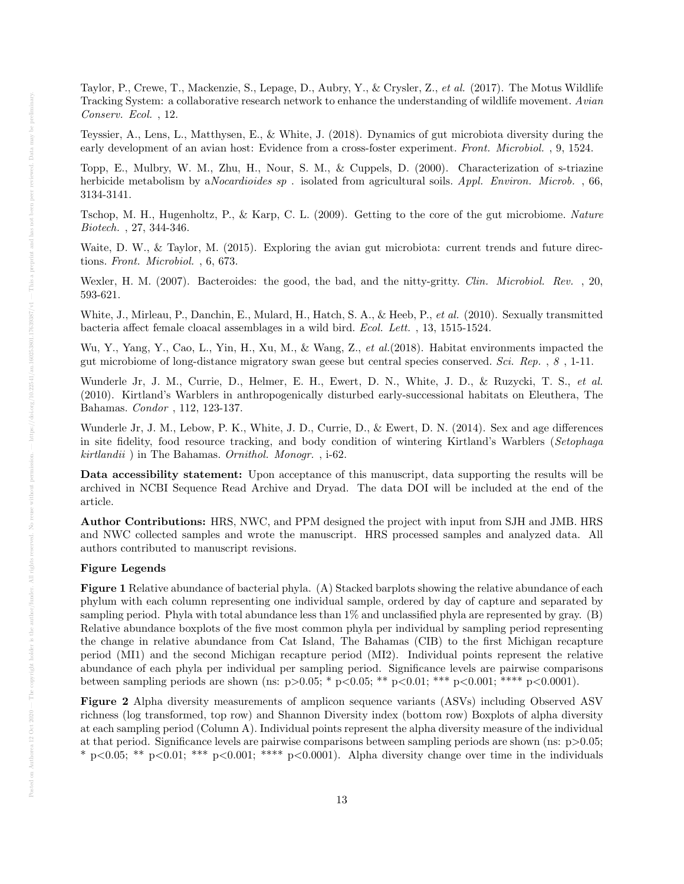Taylor, P., Crewe, T., Mackenzie, S., Lepage, D., Aubry, Y., & Crysler, Z., *et al.* (2017). The Motus Wildlife Tracking System: a collaborative research network to enhance the understanding of wildlife movement. *Avian Conserv. Ecol.* , 12.

Teyssier, A., Lens, L., Matthysen, E., & White, J. (2018). Dynamics of gut microbiota diversity during the early development of an avian host: Evidence from a cross-foster experiment. *Front. Microbiol.* , 9, 1524.

Topp, E., Mulbry, W. M., Zhu, H., Nour, S. M., & Cuppels, D. (2000). Characterization of s-triazine herbicide metabolism by a*Nocardioides sp* . isolated from agricultural soils. *Appl. Environ. Microb.* , 66, 3134-3141.

Tschop, M. H., Hugenholtz, P., & Karp, C. L. (2009). Getting to the core of the gut microbiome. *Nature Biotech.* , 27, 344-346.

Waite, D. W., & Taylor, M. (2015). Exploring the avian gut microbiota: current trends and future directions. *Front. Microbiol.* , 6, 673.

Wexler, H. M. (2007). Bacteroides: the good, the bad, and the nitty-gritty. *Clin. Microbiol. Rev.* , 20, 593-621.

White, J., Mirleau, P., Danchin, E., Mulard, H., Hatch, S. A., & Heeb, P., *et al.* (2010). Sexually transmitted bacteria affect female cloacal assemblages in a wild bird. *Ecol. Lett.* , 13, 1515-1524.

Wu, Y., Yang, Y., Cao, L., Yin, H., Xu, M., & Wang, Z., *et al.*(2018). Habitat environments impacted the gut microbiome of long-distance migratory swan geese but central species conserved. *Sci. Rep.* , *8* , 1-11.

Wunderle Jr, J. M., Currie, D., Helmer, E. H., Ewert, D. N., White, J. D., & Ruzycki, T. S., *et al.* (2010). Kirtland's Warblers in anthropogenically disturbed early-successional habitats on Eleuthera, The Bahamas. *Condor* , 112, 123-137.

Wunderle Jr, J. M., Lebow, P. K., White, J. D., Currie, D., & Ewert, D. N. (2014). Sex and age differences in site fidelity, food resource tracking, and body condition of wintering Kirtland's Warblers (*Setophaga kirtlandii* ) in The Bahamas. *Ornithol. Monogr.* , i-62.

**Data accessibility statement:** Upon acceptance of this manuscript, data supporting the results will be archived in NCBI Sequence Read Archive and Dryad. The data DOI will be included at the end of the article.

**Author Contributions:** HRS, NWC, and PPM designed the project with input from SJH and JMB. HRS and NWC collected samples and wrote the manuscript. HRS processed samples and analyzed data. All authors contributed to manuscript revisions.

**Figure Legends**

**Figure 1** Relative abundance of bacterial phyla. (A) Stacked barplots showing the relative abundance of each phylum with each column representing one individual sample, ordered by day of capture and separated by sampling period. Phyla with total abundance less than 1% and unclassified phyla are represented by gray. (B) Relative abundance boxplots of the five most common phyla per individual by sampling period representing the change in relative abundance from Cat Island, The Bahamas (CIB) to the first Michigan recapture period (MI1) and the second Michigan recapture period (MI2). Individual points represent the relative abundance of each phyla per individual per sampling period. Significance levels are pairwise comparisons between sampling periods are shown (ns: $p>0.05$; * $p<0.05$; ** $p<0.01$; *** $p<0.001$; **** $p<0.0001$).

**Figure 2** Alpha diversity measurements of amplicon sequence variants (ASVs) including Observed ASV richness (log transformed, top row) and Shannon Diversity index (bottom row) Boxplots of alpha diversity at each sampling period (Column A). Individual points represent the alpha diversity measure of the individual at that period. Significance levels are pairwise comparisons between sampling periods are shown (ns: $p>0.05$; * $p<0.05$; ** $p<0.01$; *** $p<0.001$; **** $p<0.0001$). Alpha diversity change over time in the individuals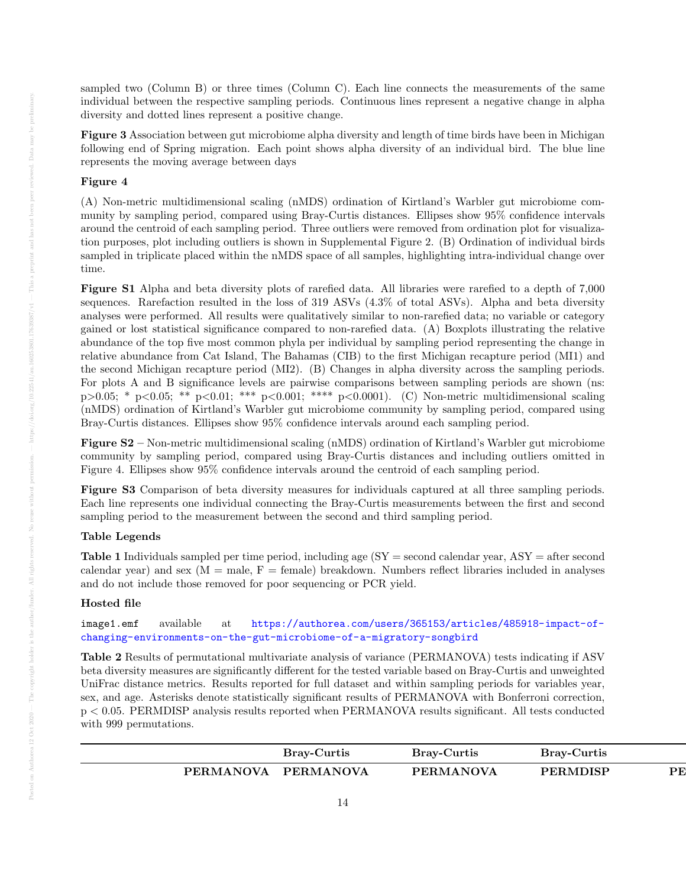sampled two (Column B) or three times (Column C). Each line connects the measurements of the same individual between the respective sampling periods. Continuous lines represent a negative change in alpha diversity and dotted lines represent a positive change.

**Figure 3** Association between gut microbiome alpha diversity and length of time birds have been in Michigan following end of Spring migration. Each point shows alpha diversity of an individual bird. The blue line represents the moving average between days

**Figure 4**

(A) Non-metric multidimensional scaling (nMDS) ordination of Kirtland's Warbler gut microbiome community by sampling period, compared using Bray-Curtis distances. Ellipses show 95% confidence intervals around the centroid of each sampling period. Three outliers were removed from ordination plot for visualization purposes, plot including outliers is shown in Supplemental Figure 2. (B) Ordination of individual birds sampled in triplicate placed within the nMDS space of all samples, highlighting intra-individual change over time.

**Figure S1** Alpha and beta diversity plots of rarefied data. All libraries were rarefied to a depth of 7,000 sequences. Rarefaction resulted in the loss of 319 ASVs (4.3% of total ASVs). Alpha and beta diversity analyses were performed. All results were qualitatively similar to non-rarefied data; no variable or category gained or lost statistical significance compared to non-rarefied data. (A) Boxplots illustrating the relative abundance of the top five most common phyla per individual by sampling period representing the change in relative abundance from Cat Island, The Bahamas (CIB) to the first Michigan recapture period (MI1) and the second Michigan recapture period (MI2). (B) Changes in alpha diversity across the sampling periods. For plots A and B significance levels are pairwise comparisons between sampling periods are shown (ns: $p>0.05$; * $p<0.05$; ** $p<0.01$; *** $p<0.001$; **** $p<0.0001$). (C) Non-metric multidimensional scaling (nMDS) ordination of Kirtland's Warbler gut microbiome community by sampling period, compared using Bray-Curtis distances. Ellipses show 95% confidence intervals around each sampling period.

**Figure S2** – Non-metric multidimensional scaling (nMDS) ordination of Kirtland's Warbler gut microbiome community by sampling period, compared using Bray-Curtis distances and including outliers omitted in Figure 4. Ellipses show 95% confidence intervals around the centroid of each sampling period.

**Figure S3** Comparison of beta diversity measures for individuals captured at all three sampling periods. Each line represents one individual connecting the Bray-Curtis measurements between the first and second sampling period to the measurement between the second and third sampling period.

**Table Legends**

**Table 1** Individuals sampled per time period, including age (SY = second calendar year, ASY = after second calendar year) and sex (M = male, F = female) breakdown. Numbers reflect libraries included in analyses and do not include those removed for poor sequencing or PCR yield.

**Hosted file**

`image1.emf` available at https://authorea.com/users/365153/articles/485918-impact-of-changing-environments-on-the-gut-microbiome-of-a-migratory-songbird

**Table 2** Results of permutational multivariate analysis of variance (PERMANOVA) tests indicating if ASV beta diversity measures are significantly different for the tested variable based on Bray-Curtis and unweighted UniFrac distance metrics. Results reported for full dataset and within sampling periods for variables year, sex, and age. Asterisks denote statistically significant results of PERMANOVA with Bonferroni correction, $p < 0.05$. PERMDISP analysis results reported when PERMANOVA results significant. All tests conducted with 999 permutations.

| | Bray-Curtis | Bray-Curtis | Bray-Curtis | |
|---|---|---|---|---|
| PERMANOVA | PERMANOVA | PERMANOVA | PERMDISP | PE |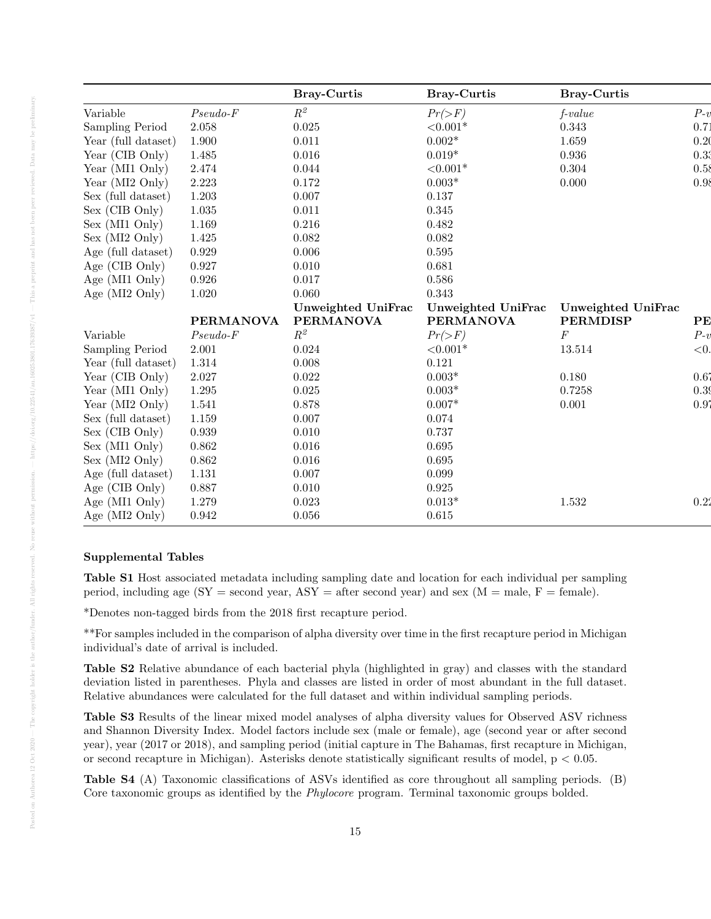| | | Bray-Curtis | Bray-Curtis | Bray-Curtis | |
|---|---|---|---|---|---|
| Variable | *Pseudo-F* | $R^2$ | *Pr(>F)* | *f-value* | *P-v* |
| Sampling Period | 2.058 | 0.025 | <0.001* | 0.343 | 0.71 |
| Year (full dataset) | 1.900 | 0.011 | 0.002* | 1.659 | 0.20 |
| Year (CIB Only) | 1.485 | 0.016 | 0.019* | 0.936 | 0.33 |
| Year (MI1 Only) | 2.474 | 0.044 | <0.001* | 0.304 | 0.58 |
| Year (MI2 Only) | 2.223 | 0.172 | 0.003* | 0.000 | 0.98 |
| Sex (full dataset) | 1.203 | 0.007 | 0.137 | | |
| Sex (CIB Only) | 1.035 | 0.011 | 0.345 | | |
| Sex (MI1 Only) | 1.169 | 0.216 | 0.482 | | |
| Sex (MI2 Only) | 1.425 | 0.082 | 0.082 | | |
| Age (full dataset) | 0.929 | 0.006 | 0.595 | | |
| Age (CIB Only) | 0.927 | 0.010 | 0.681 | | |
| Age (MI1 Only) | 0.926 | 0.017 | 0.586 | | |
| Age (MI2 Only) | 1.020 | 0.060 | 0.343 | | |
| | | **Unweighted UniFrac** | **Unweighted UniFrac** | **Unweighted UniFrac** | |
| | **PERMANOVA** | **PERMANOVA** | **PERMANOVA** | **PERMDISP** | **PE** |
| Variable | *Pseudo-F* | $R^2$ | *Pr(>F)* | *F* | *P-v* |
| Sampling Period | 2.001 | 0.024 | <0.001* | 13.514 | <0. |
| Year (full dataset) | 1.314 | 0.008 | 0.121 | | |
| Year (CIB Only) | 2.027 | 0.022 | 0.003* | 0.180 | 0.67 |
| Year (MI1 Only) | 1.295 | 0.025 | 0.003* | 0.7258 | 0.39 |
| Year (MI2 Only) | 1.541 | 0.878 | 0.007* | 0.001 | 0.97 |
| Sex (full dataset) | 1.159 | 0.007 | 0.074 | | |
| Sex (CIB Only) | 0.939 | 0.010 | 0.737 | | |
| Sex (MI1 Only) | 0.862 | 0.016 | 0.695 | | |
| Sex (MI2 Only) | 0.862 | 0.016 | 0.695 | | |
| Age (full dataset) | 1.131 | 0.007 | 0.099 | | |
| Age (CIB Only) | 0.887 | 0.010 | 0.925 | | |
| Age (MI1 Only) | 1.279 | 0.023 | 0.013* | 1.532 | 0.22 |
| Age (MI2 Only) | 0.942 | 0.056 | 0.615 | | |

**Supplemental Tables**

**Table S1** Host associated metadata including sampling date and location for each individual per sampling period, including age (SY = second year, ASY = after second year) and sex (M = male, F = female).

*Denotes non-tagged birds from the 2018 first recapture period.

**For samples included in the comparison of alpha diversity over time in the first recapture period in Michigan individual's date of arrival is included.

**Table S2** Relative abundance of each bacterial phyla (highlighted in gray) and classes with the standard deviation listed in parentheses. Phyla and classes are listed in order of most abundant in the full dataset. Relative abundances were calculated for the full dataset and within individual sampling periods.

**Table S3** Results of the linear mixed model analyses of alpha diversity values for Observed ASV richness and Shannon Diversity Index. Model factors include sex (male or female), age (second year or after second year), year (2017 or 2018), and sampling period (initial capture in The Bahamas, first recapture in Michigan, or second recapture in Michigan). Asterisks denote statistically significant results of model, $p < 0.05$.

**Table S4** (A) Taxonomic classifications of ASVs identified as core throughout all sampling periods. (B) Core taxonomic groups as identified by the *Phylocore* program. Terminal taxonomic groups bolded.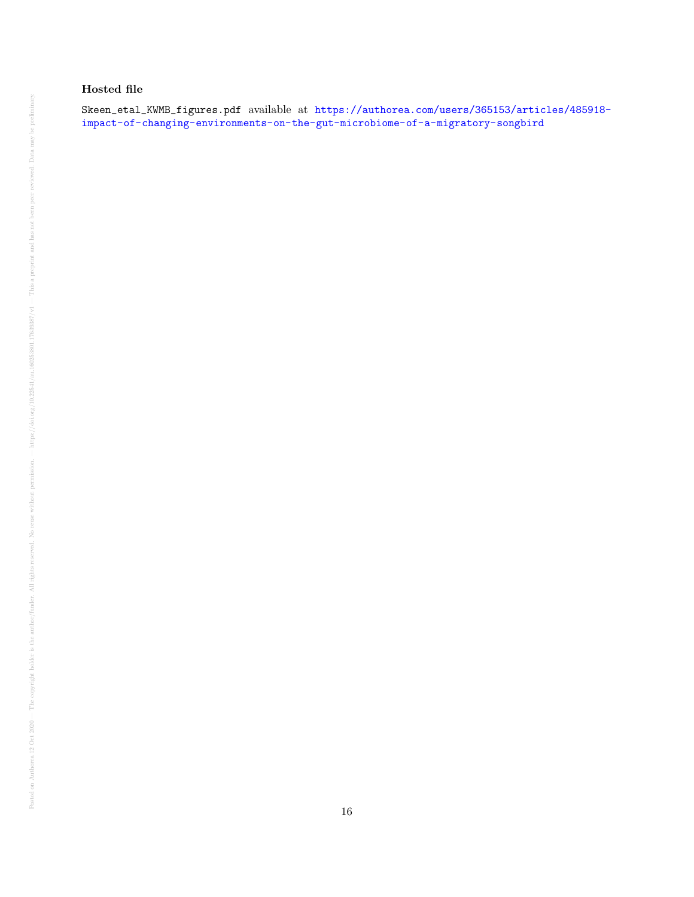**Hosted file**

Skeen_etal_KWMB_figures.pdf available at https://authorea.com/users/365153/articles/485918-impact-of-changing-environments-on-the-gut-microbiome-of-a-migratory-songbird